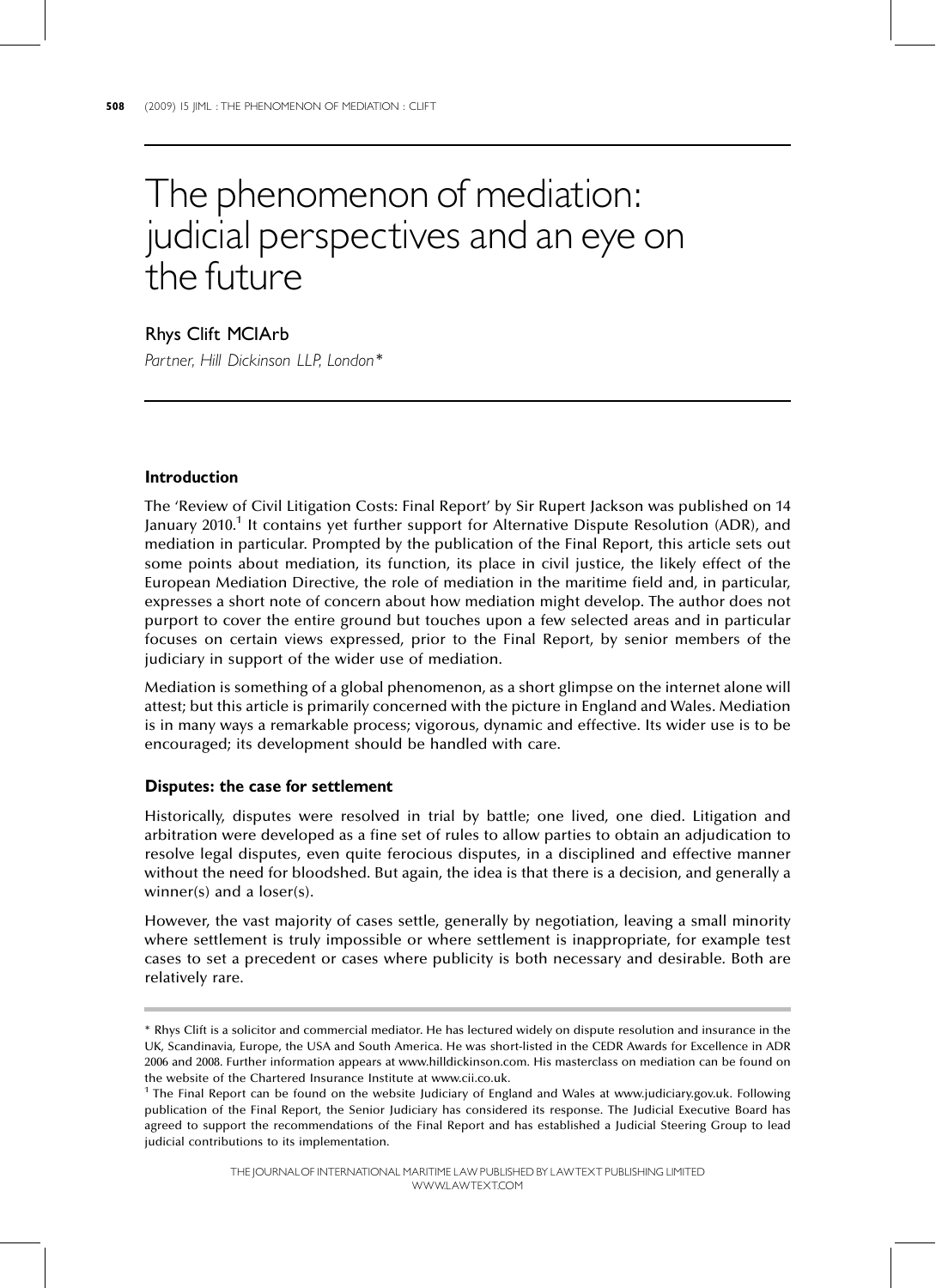# The phenomenon of mediation: judicial perspectives and an eye on the future

**Rhys Clift MCIArb**

*Partner, Hill Dickinson LLP, London\**

### Introduction

The 'Review of Civil Litigation Costs: Final Report' by Sir Rupert Jackson was published on 14 January 2010.[1] It contains yet further support for Alternative Dispute Resolution (ADR), and mediation in particular. Prompted by the publication of the Final Report, this article sets out some points about mediation, its function, its place in civil justice, the likely effect of the European Mediation Directive, the role of mediation in the maritime field and, in particular, expresses a short note of concern about how mediation might develop. The author does not purport to cover the entire ground but touches upon a few selected areas and in particular focuses on certain views expressed, prior to the Final Report, by senior members of the judiciary in support of the wider use of mediation.

Mediation is something of a global phenomenon, as a short glimpse on the internet alone will attest; but this article is primarily concerned with the picture in England and Wales. Mediation is in many ways a remarkable process; vigorous, dynamic and effective. Its wider use is to be encouraged; its development should be handled with care.

### Disputes: the case for settlement

Historically, disputes were resolved in trial by battle; one lived, one died. Litigation and arbitration were developed as a fine set of rules to allow parties to obtain an adjudication to resolve legal disputes, even quite ferocious disputes, in a disciplined and effective manner without the need for bloodshed. But again, the idea is that there is a decision, and generally a winner(s) and a loser(s).

However, the vast majority of cases settle, generally by negotiation, leaving a small minority where settlement is truly impossible or where settlement is inappropriate, for example test cases to set a precedent or cases where publicity is both necessary and desirable. Both are relatively rare.

---

\* Rhys Clift is a solicitor and commercial mediator. He has lectured widely on dispute resolution and insurance in the UK, Scandinavia, Europe, the USA and South America. He was short-listed in the CEDR Awards for Excellence in ADR 2006 and 2008. Further information appears at www.hilldickinson.com. His masterclass on mediation can be found on the website of the Chartered Insurance Institute at www.cii.co.uk.

[1] The Final Report can be found on the website Judiciary of England and Wales at www.judiciary.gov.uk. Following publication of the Final Report, the Senior Judiciary has considered its response. The Judicial Executive Board has agreed to support the recommendations of the Final Report and has established a Judicial Steering Group to lead judicial contributions to its implementation.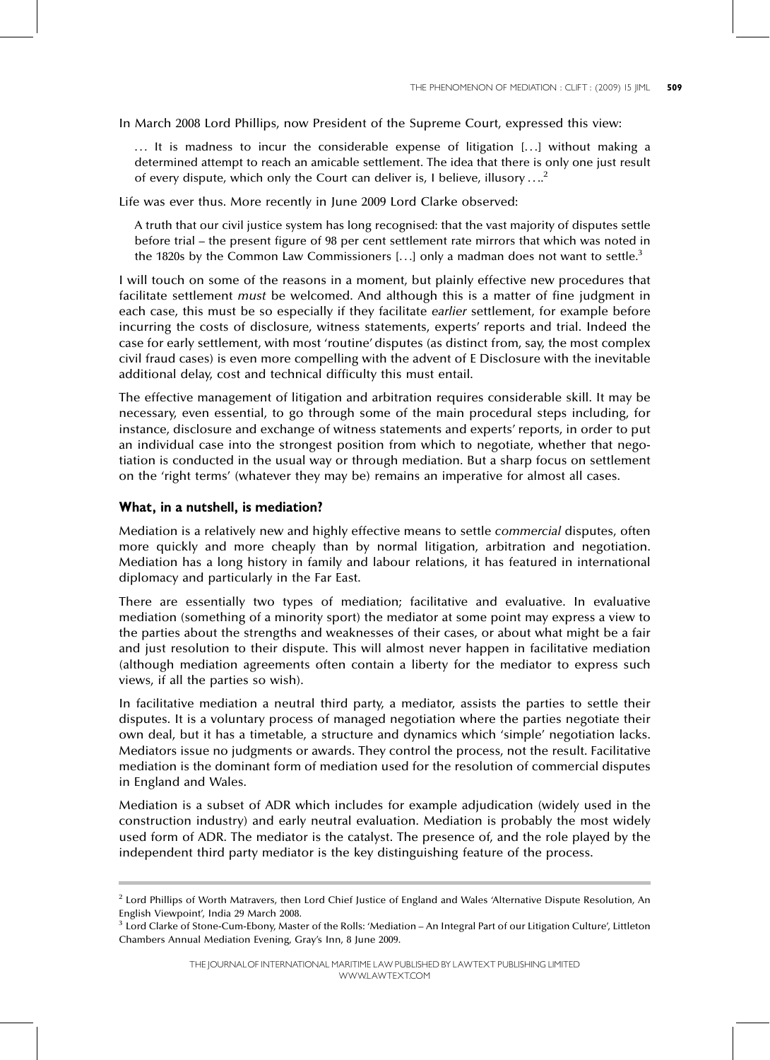In March 2008 Lord Phillips, now President of the Supreme Court, expressed this view:

> ... It is madness to incur the considerable expense of litigation [...] without making a determined attempt to reach an amicable settlement. The idea that there is only one just result of every dispute, which only the Court can deliver is, I believe, illusory ....[2]

Life was ever thus. More recently in June 2009 Lord Clarke observed:

> A truth that our civil justice system has long recognised: that the vast majority of disputes settle before trial – the present figure of 98 per cent settlement rate mirrors that which was noted in the 1820s by the Common Law Commissioners [...] only a madman does not want to settle.[3]

I will touch on some of the reasons in a moment, but plainly effective new procedures that facilitate settlement *must* be welcomed. And although this is a matter of fine judgment in each case, this must be so especially if they facilitate *earlier* settlement, for example before incurring the costs of disclosure, witness statements, experts' reports and trial. Indeed the case for early settlement, with most 'routine' disputes (as distinct from, say, the most complex civil fraud cases) is even more compelling with the advent of E Disclosure with the inevitable additional delay, cost and technical difficulty this must entail.

The effective management of litigation and arbitration requires considerable skill. It may be necessary, even essential, to go through some of the main procedural steps including, for instance, disclosure and exchange of witness statements and experts' reports, in order to put an individual case into the strongest position from which to negotiate, whether that negotiation is conducted in the usual way or through mediation. But a sharp focus on settlement on the 'right terms' (whatever they may be) remains an imperative for almost all cases.

### What, in a nutshell, is mediation?

Mediation is a relatively new and highly effective means to settle *commercial* disputes, often more quickly and more cheaply than by normal litigation, arbitration and negotiation. Mediation has a long history in family and labour relations, it has featured in international diplomacy and particularly in the Far East.

There are essentially two types of mediation; facilitative and evaluative. In evaluative mediation (something of a minority sport) the mediator at some point may express a view to the parties about the strengths and weaknesses of their cases, or about what might be a fair and just resolution to their dispute. This will almost never happen in facilitative mediation (although mediation agreements often contain a liberty for the mediator to express such views, if all the parties so wish).

In facilitative mediation a neutral third party, a mediator, assists the parties to settle their disputes. It is a voluntary process of managed negotiation where the parties negotiate their own deal, but it has a timetable, a structure and dynamics which 'simple' negotiation lacks. Mediators issue no judgments or awards. They control the process, not the result. Facilitative mediation is the dominant form of mediation used for the resolution of commercial disputes in England and Wales.

Mediation is a subset of ADR which includes for example adjudication (widely used in the construction industry) and early neutral evaluation. Mediation is probably the most widely used form of ADR. The mediator is the catalyst. The presence of, and the role played by the independent third party mediator is the key distinguishing feature of the process.

---

[2] Lord Phillips of Worth Matravers, then Lord Chief Justice of England and Wales 'Alternative Dispute Resolution, An English Viewpoint', India 29 March 2008.

[3] Lord Clarke of Stone-Cum-Ebony, Master of the Rolls: 'Mediation – An Integral Part of our Litigation Culture', Littleton Chambers Annual Mediation Evening, Gray's Inn, 8 June 2009.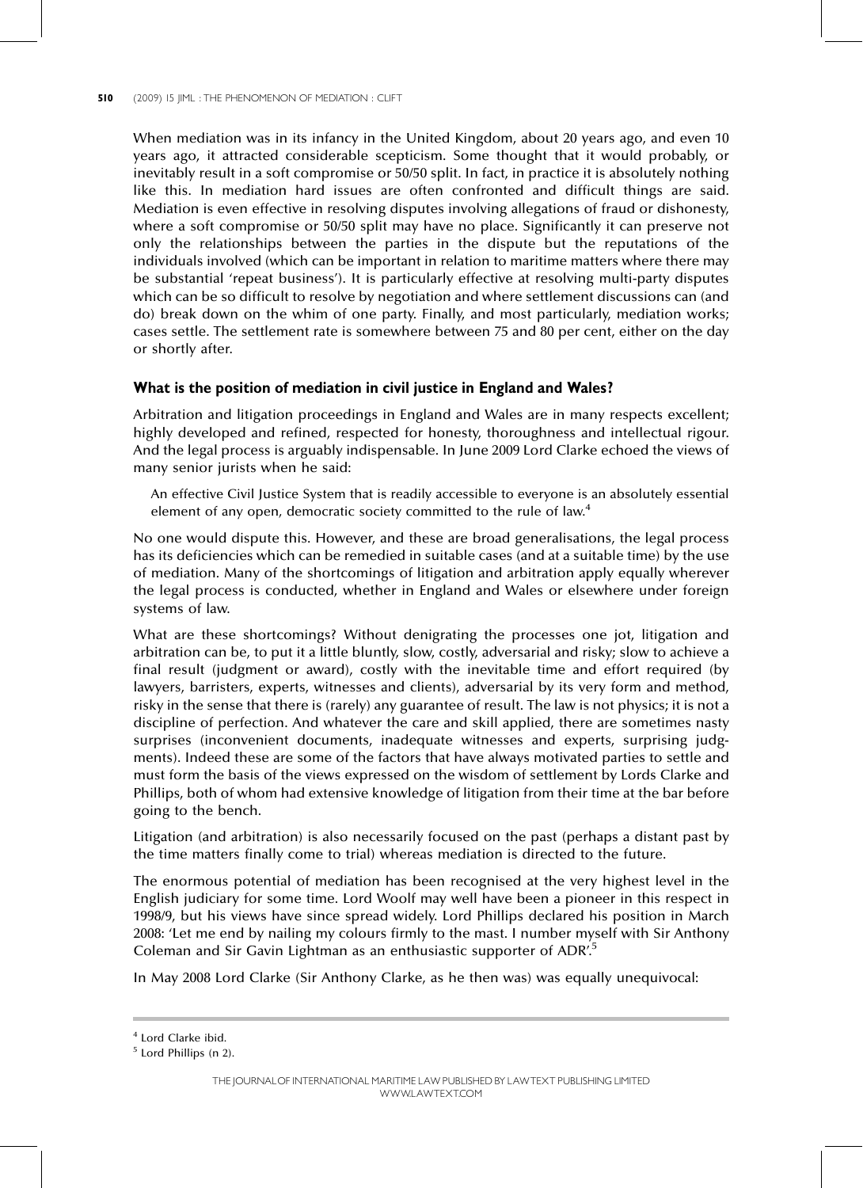When mediation was in its infancy in the United Kingdom, about 20 years ago, and even 10 years ago, it attracted considerable scepticism. Some thought that it would probably, or inevitably result in a soft compromise or 50/50 split. In fact, in practice it is absolutely nothing like this. In mediation hard issues are often confronted and difficult things are said. Mediation is even effective in resolving disputes involving allegations of fraud or dishonesty, where a soft compromise or 50/50 split may have no place. Significantly it can preserve not only the relationships between the parties in the dispute but the reputations of the individuals involved (which can be important in relation to maritime matters where there may be substantial 'repeat business'). It is particularly effective at resolving multi-party disputes which can be so difficult to resolve by negotiation and where settlement discussions can (and do) break down on the whim of one party. Finally, and most particularly, mediation works; cases settle. The settlement rate is somewhere between 75 and 80 per cent, either on the day or shortly after.

### What is the position of mediation in civil justice in England and Wales?

Arbitration and litigation proceedings in England and Wales are in many respects excellent; highly developed and refined, respected for honesty, thoroughness and intellectual rigour. And the legal process is arguably indispensable. In June 2009 Lord Clarke echoed the views of many senior jurists when he said:

> An effective Civil Justice System that is readily accessible to everyone is an absolutely essential element of any open, democratic society committed to the rule of law.[4]

No one would dispute this. However, and these are broad generalisations, the legal process has its deficiencies which can be remedied in suitable cases (and at a suitable time) by the use of mediation. Many of the shortcomings of litigation and arbitration apply equally wherever the legal process is conducted, whether in England and Wales or elsewhere under foreign systems of law.

What are these shortcomings? Without denigrating the processes one jot, litigation and arbitration can be, to put it a little bluntly, slow, costly, adversarial and risky; slow to achieve a final result (judgment or award), costly with the inevitable time and effort required (by lawyers, barristers, experts, witnesses and clients), adversarial by its very form and method, risky in the sense that there is (rarely) any guarantee of result. The law is not physics; it is not a discipline of perfection. And whatever the care and skill applied, there are sometimes nasty surprises (inconvenient documents, inadequate witnesses and experts, surprising judgments). Indeed these are some of the factors that have always motivated parties to settle and must form the basis of the views expressed on the wisdom of settlement by Lords Clarke and Phillips, both of whom had extensive knowledge of litigation from their time at the bar before going to the bench.

Litigation (and arbitration) is also necessarily focused on the past (perhaps a distant past by the time matters finally come to trial) whereas mediation is directed to the future.

The enormous potential of mediation has been recognised at the very highest level in the English judiciary for some time. Lord Woolf may well have been a pioneer in this respect in 1998/9, but his views have since spread widely. Lord Phillips declared his position in March 2008: 'Let me end by nailing my colours firmly to the mast. I number myself with Sir Anthony Coleman and Sir Gavin Lightman as an enthusiastic supporter of ADR'.[5]

In May 2008 Lord Clarke (Sir Anthony Clarke, as he then was) was equally unequivocal:

---

[4] Lord Clarke ibid.

[5] Lord Phillips (n 2).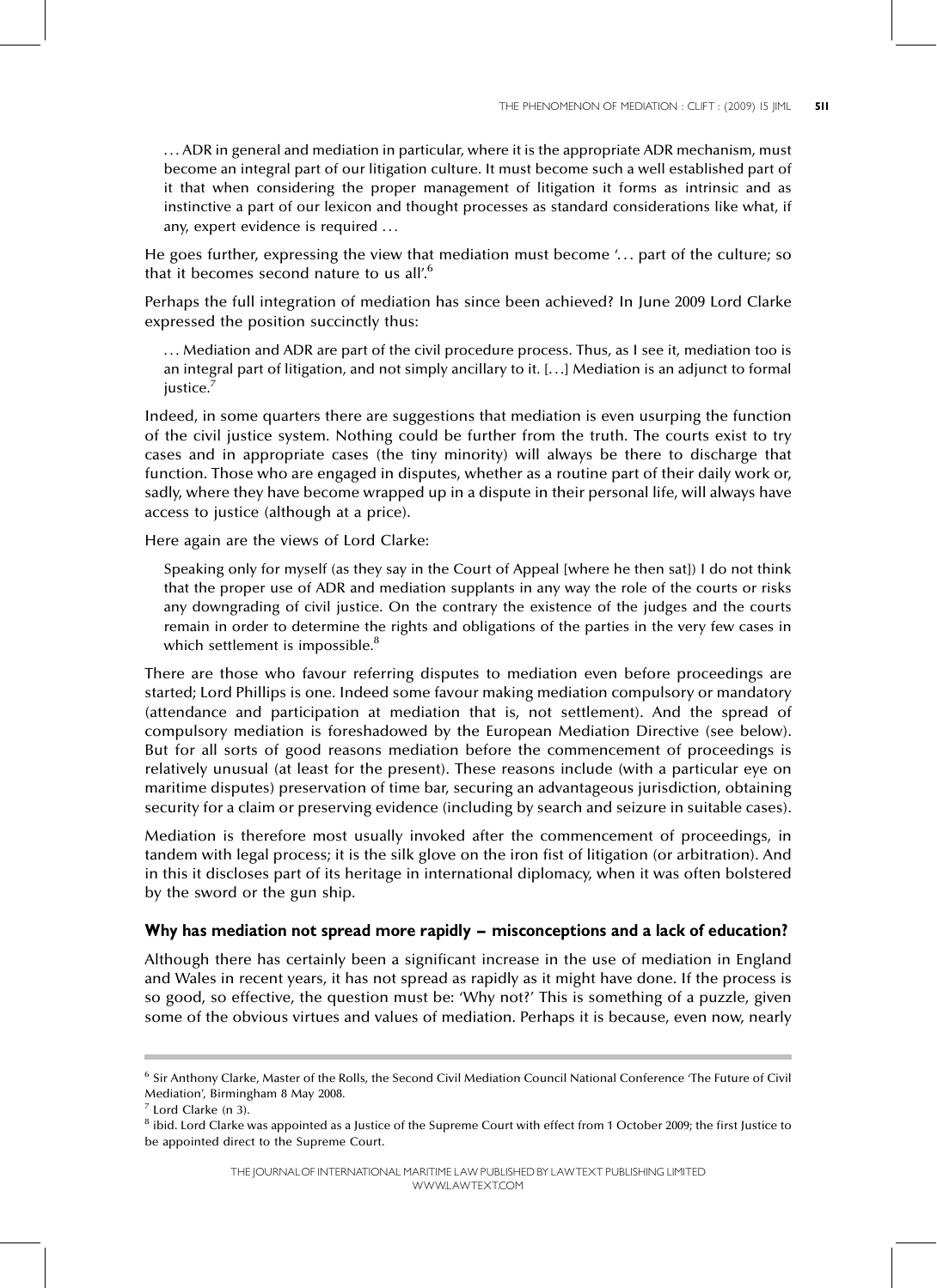> ... ADR in general and mediation in particular, where it is the appropriate ADR mechanism, must become an integral part of our litigation culture. It must become such a well established part of it that when considering the proper management of litigation it forms as intrinsic and as instinctive a part of our lexicon and thought processes as standard considerations like what, if any, expert evidence is required ...

He goes further, expressing the view that mediation must become '... part of the culture; so that it becomes second nature to us all'.[6]

Perhaps the full integration of mediation has since been achieved? In June 2009 Lord Clarke expressed the position succinctly thus:

> ... Mediation and ADR are part of the civil procedure process. Thus, as I see it, mediation too is an integral part of litigation, and not simply ancillary to it. [...] Mediation is an adjunct to formal justice.[7]

Indeed, in some quarters there are suggestions that mediation is even usurping the function of the civil justice system. Nothing could be further from the truth. The courts exist to try cases and in appropriate cases (the tiny minority) will always be there to discharge that function. Those who are engaged in disputes, whether as a routine part of their daily work or, sadly, where they have become wrapped up in a dispute in their personal life, will always have access to justice (although at a price).

Here again are the views of Lord Clarke:

> Speaking only for myself (as they say in the Court of Appeal [where he then sat]) I do not think that the proper use of ADR and mediation supplants in any way the role of the courts or risks any downgrading of civil justice. On the contrary the existence of the judges and the courts remain in order to determine the rights and obligations of the parties in the very few cases in which settlement is impossible.[8]

There are those who favour referring disputes to mediation even before proceedings are started; Lord Phillips is one. Indeed some favour making mediation compulsory or mandatory (attendance and participation at mediation that is, not settlement). And the spread of compulsory mediation is foreshadowed by the European Mediation Directive (see below). But for all sorts of good reasons mediation before the commencement of proceedings is relatively unusual (at least for the present). These reasons include (with a particular eye on maritime disputes) preservation of time bar, securing an advantageous jurisdiction, obtaining security for a claim or preserving evidence (including by search and seizure in suitable cases).

Mediation is therefore most usually invoked after the commencement of proceedings, in tandem with legal process; it is the silk glove on the iron fist of litigation (or arbitration). And in this it discloses part of its heritage in international diplomacy, when it was often bolstered by the sword or the gun ship.

### Why has mediation not spread more rapidly – misconceptions and a lack of education?

Although there has certainly been a significant increase in the use of mediation in England and Wales in recent years, it has not spread as rapidly as it might have done. If the process is so good, so effective, the question must be: 'Why not?' This is something of a puzzle, given some of the obvious virtues and values of mediation. Perhaps it is because, even now, nearly

---

[6] Sir Anthony Clarke, Master of the Rolls, the Second Civil Mediation Council National Conference 'The Future of Civil Mediation', Birmingham 8 May 2008.

[7] Lord Clarke (n 3).

[8] ibid. Lord Clarke was appointed as a Justice of the Supreme Court with effect from 1 October 2009; the first Justice to be appointed direct to the Supreme Court.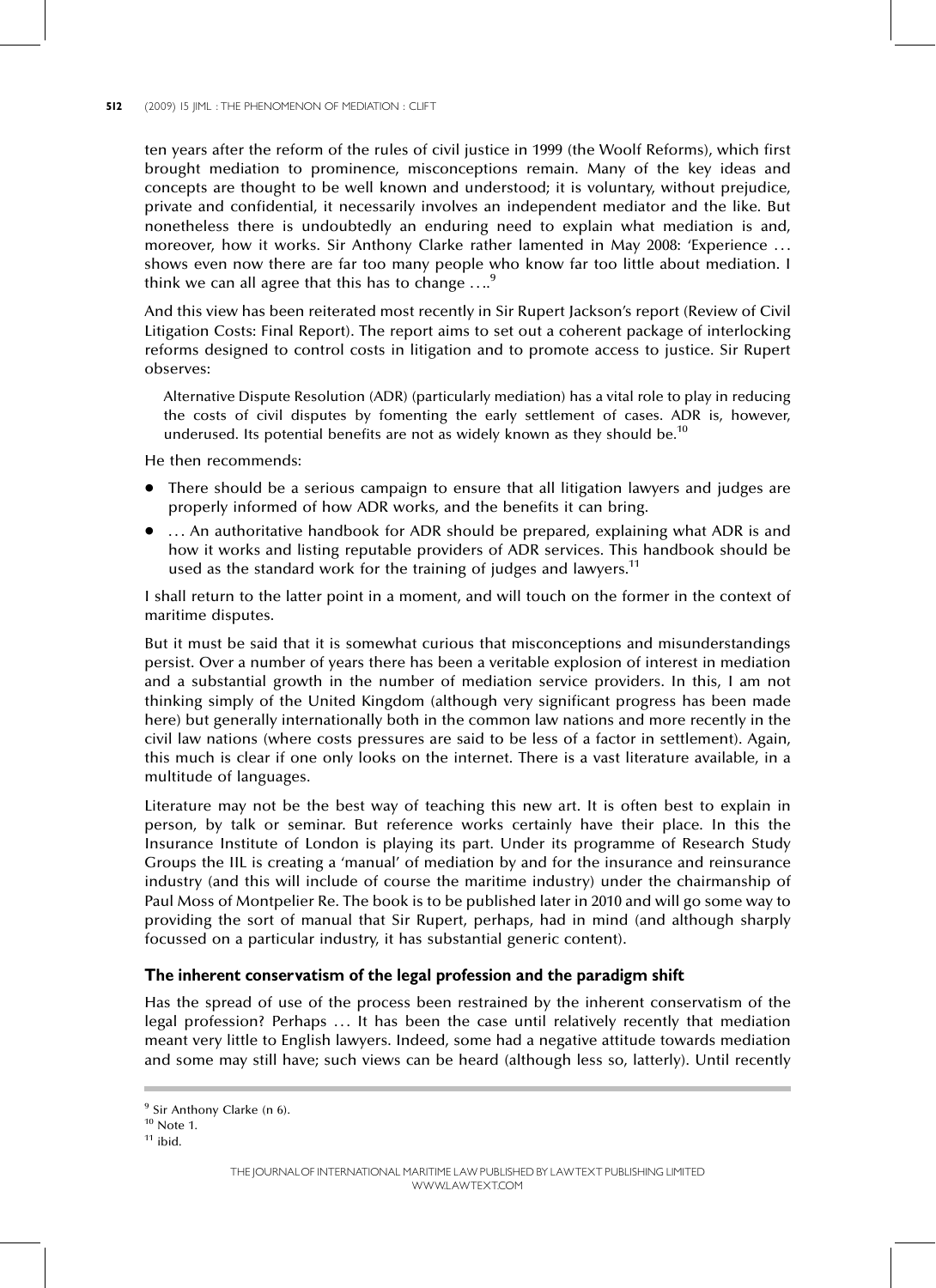ten years after the reform of the rules of civil justice in 1999 (the Woolf Reforms), which first brought mediation to prominence, misconceptions remain. Many of the key ideas and concepts are thought to be well known and understood; it is voluntary, without prejudice, private and confidential, it necessarily involves an independent mediator and the like. But nonetheless there is undoubtedly an enduring need to explain what mediation is and, moreover, how it works. Sir Anthony Clarke rather lamented in May 2008: 'Experience … shows even now there are far too many people who know far too little about mediation. I think we can all agree that this has to change ….[9]

And this view has been reiterated most recently in Sir Rupert Jackson's report (Review of Civil Litigation Costs: Final Report). The report aims to set out a coherent package of interlocking reforms designed to control costs in litigation and to promote access to justice. Sir Rupert observes:

> Alternative Dispute Resolution (ADR) (particularly mediation) has a vital role to play in reducing the costs of civil disputes by fomenting the early settlement of cases. ADR is, however, underused. Its potential benefits are not as widely known as they should be.[10]

He then recommends:

- There should be a serious campaign to ensure that all litigation lawyers and judges are properly informed of how ADR works, and the benefits it can bring.
- … An authoritative handbook for ADR should be prepared, explaining what ADR is and how it works and listing reputable providers of ADR services. This handbook should be used as the standard work for the training of judges and lawyers.[11]

I shall return to the latter point in a moment, and will touch on the former in the context of maritime disputes.

But it must be said that it is somewhat curious that misconceptions and misunderstandings persist. Over a number of years there has been a veritable explosion of interest in mediation and a substantial growth in the number of mediation service providers. In this, I am not thinking simply of the United Kingdom (although very significant progress has been made here) but generally internationally both in the common law nations and more recently in the civil law nations (where costs pressures are said to be less of a factor in settlement). Again, this much is clear if one only looks on the internet. There is a vast literature available, in a multitude of languages.

Literature may not be the best way of teaching this new art. It is often best to explain in person, by talk or seminar. But reference works certainly have their place. In this the Insurance Institute of London is playing its part. Under its programme of Research Study Groups the IIL is creating a 'manual' of mediation by and for the insurance and reinsurance industry (and this will include of course the maritime industry) under the chairmanship of Paul Moss of Montpelier Re. The book is to be published later in 2010 and will go some way to providing the sort of manual that Sir Rupert, perhaps, had in mind (and although sharply focussed on a particular industry, it has substantial generic content).

## The inherent conservatism of the legal profession and the paradigm shift

Has the spread of use of the process been restrained by the inherent conservatism of the legal profession? Perhaps … It has been the case until relatively recently that mediation meant very little to English lawyers. Indeed, some had a negative attitude towards mediation and some may still have; such views can be heard (although less so, latterly). Until recently

---

[9] Sir Anthony Clarke (n 6).

[10] Note 1.

[11] ibid.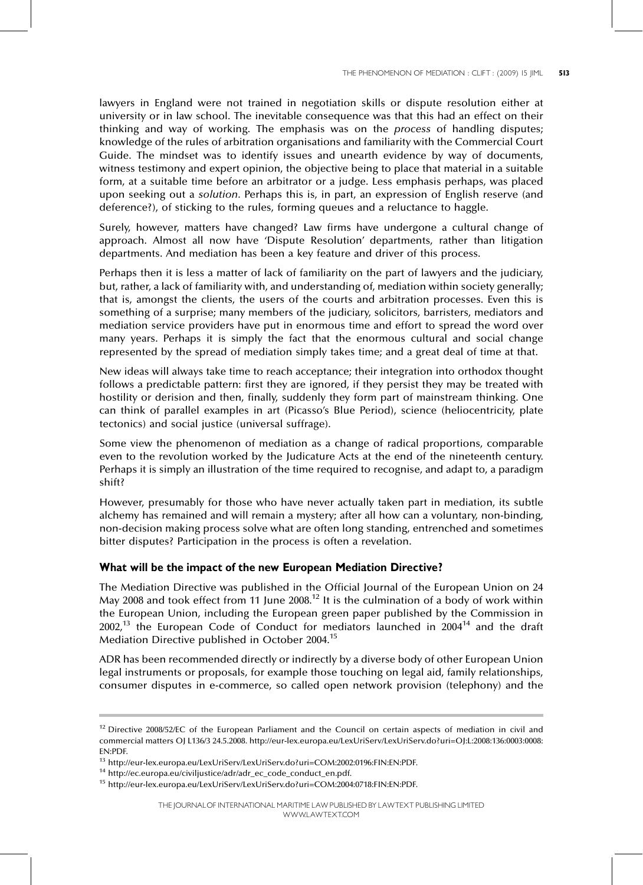lawyers in England were not trained in negotiation skills or dispute resolution either at university or in law school. The inevitable consequence was that this had an effect on their thinking and way of working. The emphasis was on the *process* of handling disputes; knowledge of the rules of arbitration organisations and familiarity with the Commercial Court Guide. The mindset was to identify issues and unearth evidence by way of documents, witness testimony and expert opinion, the objective being to place that material in a suitable form, at a suitable time before an arbitrator or a judge. Less emphasis perhaps, was placed upon seeking out a *solution*. Perhaps this is, in part, an expression of English reserve (and deference?), of sticking to the rules, forming queues and a reluctance to haggle.

Surely, however, matters have changed? Law firms have undergone a cultural change of approach. Almost all now have 'Dispute Resolution' departments, rather than litigation departments. And mediation has been a key feature and driver of this process.

Perhaps then it is less a matter of lack of familiarity on the part of lawyers and the judiciary, but, rather, a lack of familiarity with, and understanding of, mediation within society generally; that is, amongst the clients, the users of the courts and arbitration processes. Even this is something of a surprise; many members of the judiciary, solicitors, barristers, mediators and mediation service providers have put in enormous time and effort to spread the word over many years. Perhaps it is simply the fact that the enormous cultural and social change represented by the spread of mediation simply takes time; and a great deal of time at that.

New ideas will always take time to reach acceptance; their integration into orthodox thought follows a predictable pattern: first they are ignored, if they persist they may be treated with hostility or derision and then, finally, suddenly they form part of mainstream thinking. One can think of parallel examples in art (Picasso's Blue Period), science (heliocentricity, plate tectonics) and social justice (universal suffrage).

Some view the phenomenon of mediation as a change of radical proportions, comparable even to the revolution worked by the Judicature Acts at the end of the nineteenth century. Perhaps it is simply an illustration of the time required to recognise, and adapt to, a paradigm shift?

However, presumably for those who have never actually taken part in mediation, its subtle alchemy has remained and will remain a mystery; after all how can a voluntary, non-binding, non-decision making process solve what are often long standing, entrenched and sometimes bitter disputes? Participation in the process is often a revelation.

### What will be the impact of the new European Mediation Directive?

The Mediation Directive was published in the Official Journal of the European Union on 24 May 2008 and took effect from 11 June 2008.[12] It is the culmination of a body of work within the European Union, including the European green paper published by the Commission in 2002,[13] the European Code of Conduct for mediators launched in 2004[14] and the draft Mediation Directive published in October 2004.[15]

ADR has been recommended directly or indirectly by a diverse body of other European Union legal instruments or proposals, for example those touching on legal aid, family relationships, consumer disputes in e-commerce, so called open network provision (telephony) and the

---

[12] Directive 2008/52/EC of the European Parliament and the Council on certain aspects of mediation in civil and commercial matters OJ L136/3 24.5.2008. http://eur-lex.europa.eu/LexUriServ/LexUriServ.do?uri=OJ:L:2008:136:0003:0008:EN:PDF.

[13] http://eur-lex.europa.eu/LexUriServ/LexUriServ.do?uri=COM:2002:0196:FIN:EN:PDF.

[14] http://ec.europa.eu/civiljustice/adr/adr_ec_code_conduct_en.pdf.

[15] http://eur-lex.europa.eu/LexUriServ/LexUriServ.do?uri=COM:2004:0718:FIN:EN:PDF.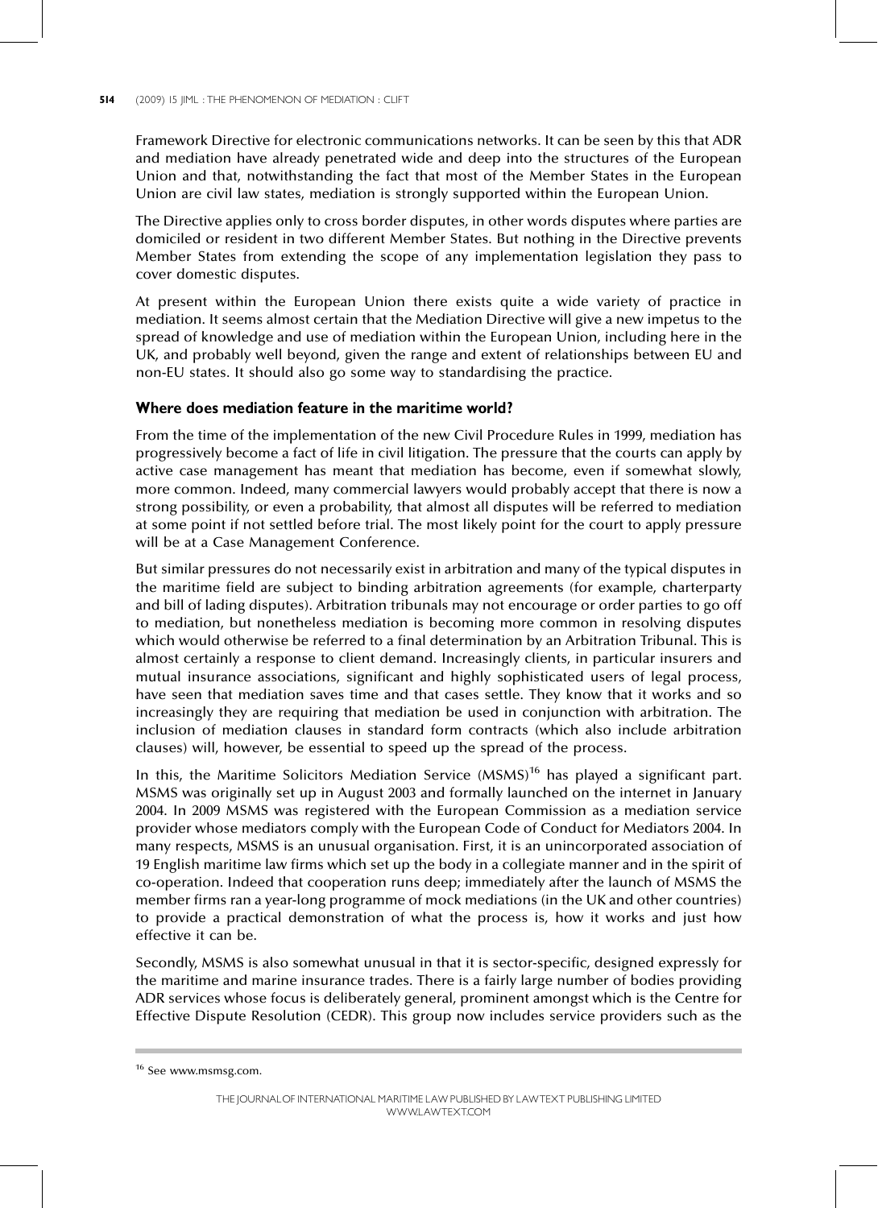Framework Directive for electronic communications networks. It can be seen by this that ADR and mediation have already penetrated wide and deep into the structures of the European Union and that, notwithstanding the fact that most of the Member States in the European Union are civil law states, mediation is strongly supported within the European Union.

The Directive applies only to cross border disputes, in other words disputes where parties are domiciled or resident in two different Member States. But nothing in the Directive prevents Member States from extending the scope of any implementation legislation they pass to cover domestic disputes.

At present within the European Union there exists quite a wide variety of practice in mediation. It seems almost certain that the Mediation Directive will give a new impetus to the spread of knowledge and use of mediation within the European Union, including here in the UK, and probably well beyond, given the range and extent of relationships between EU and non-EU states. It should also go some way to standardising the practice.

### Where does mediation feature in the maritime world?

From the time of the implementation of the new Civil Procedure Rules in 1999, mediation has progressively become a fact of life in civil litigation. The pressure that the courts can apply by active case management has meant that mediation has become, even if somewhat slowly, more common. Indeed, many commercial lawyers would probably accept that there is now a strong possibility, or even a probability, that almost all disputes will be referred to mediation at some point if not settled before trial. The most likely point for the court to apply pressure will be at a Case Management Conference.

But similar pressures do not necessarily exist in arbitration and many of the typical disputes in the maritime field are subject to binding arbitration agreements (for example, charterparty and bill of lading disputes). Arbitration tribunals may not encourage or order parties to go off to mediation, but nonetheless mediation is becoming more common in resolving disputes which would otherwise be referred to a final determination by an Arbitration Tribunal. This is almost certainly a response to client demand. Increasingly clients, in particular insurers and mutual insurance associations, significant and highly sophisticated users of legal process, have seen that mediation saves time and that cases settle. They know that it works and so increasingly they are requiring that mediation be used in conjunction with arbitration. The inclusion of mediation clauses in standard form contracts (which also include arbitration clauses) will, however, be essential to speed up the spread of the process.

In this, the Maritime Solicitors Mediation Service (MSMS)[16] has played a significant part. MSMS was originally set up in August 2003 and formally launched on the internet in January 2004. In 2009 MSMS was registered with the European Commission as a mediation service provider whose mediators comply with the European Code of Conduct for Mediators 2004. In many respects, MSMS is an unusual organisation. First, it is an unincorporated association of 19 English maritime law firms which set up the body in a collegiate manner and in the spirit of co-operation. Indeed that cooperation runs deep; immediately after the launch of MSMS the member firms ran a year-long programme of mock mediations (in the UK and other countries) to provide a practical demonstration of what the process is, how it works and just how effective it can be.

Secondly, MSMS is also somewhat unusual in that it is sector-specific, designed expressly for the maritime and marine insurance trades. There is a fairly large number of bodies providing ADR services whose focus is deliberately general, prominent amongst which is the Centre for Effective Dispute Resolution (CEDR). This group now includes service providers such as the

---

[16] See www.msmsg.com.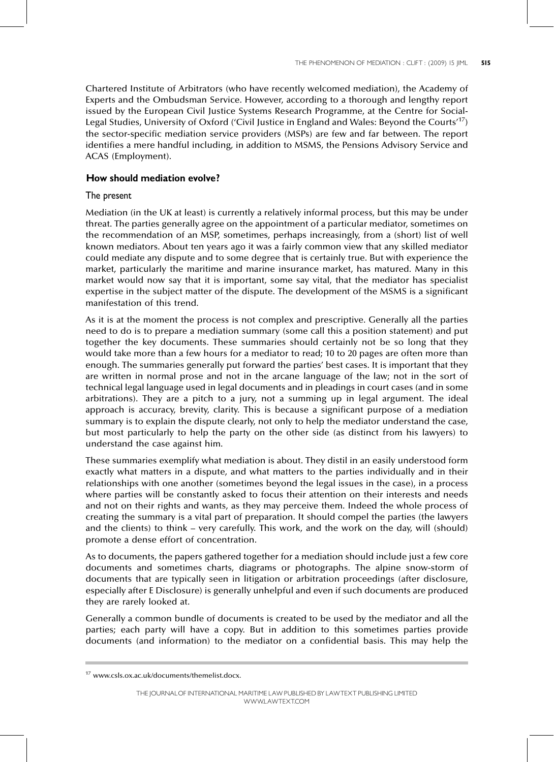Chartered Institute of Arbitrators (who have recently welcomed mediation), the Academy of Experts and the Ombudsman Service. However, according to a thorough and lengthy report issued by the European Civil Justice Systems Research Programme, at the Centre for Social-Legal Studies, University of Oxford ('Civil Justice in England and Wales: Beyond the Courts'[17]) the sector-specific mediation service providers (MSPs) are few and far between. The report identifies a mere handful including, in addition to MSMS, the Pensions Advisory Service and ACAS (Employment).

## How should mediation evolve?

### The present

Mediation (in the UK at least) is currently a relatively informal process, but this may be under threat. The parties generally agree on the appointment of a particular mediator, sometimes on the recommendation of an MSP, sometimes, perhaps increasingly, from a (short) list of well known mediators. About ten years ago it was a fairly common view that any skilled mediator could mediate any dispute and to some degree that is certainly true. But with experience the market, particularly the maritime and marine insurance market, has matured. Many in this market would now say that it is important, some say vital, that the mediator has specialist expertise in the subject matter of the dispute. The development of the MSMS is a significant manifestation of this trend.

As it is at the moment the process is not complex and prescriptive. Generally all the parties need to do is to prepare a mediation summary (some call this a position statement) and put together the key documents. These summaries should certainly not be so long that they would take more than a few hours for a mediator to read; 10 to 20 pages are often more than enough. The summaries generally put forward the parties' best cases. It is important that they are written in normal prose and not in the arcane language of the law; not in the sort of technical legal language used in legal documents and in pleadings in court cases (and in some arbitrations). They are a pitch to a jury, not a summing up in legal argument. The ideal approach is accuracy, brevity, clarity. This is because a significant purpose of a mediation summary is to explain the dispute clearly, not only to help the mediator understand the case, but most particularly to help the party on the other side (as distinct from his lawyers) to understand the case against him.

These summaries exemplify what mediation is about. They distil in an easily understood form exactly what matters in a dispute, and what matters to the parties individually and in their relationships with one another (sometimes beyond the legal issues in the case), in a process where parties will be constantly asked to focus their attention on their interests and needs and not on their rights and wants, as they may perceive them. Indeed the whole process of creating the summary is a vital part of preparation. It should compel the parties (the lawyers and the clients) to think – very carefully. This work, and the work on the day, will (should) promote a dense effort of concentration.

As to documents, the papers gathered together for a mediation should include just a few core documents and sometimes charts, diagrams or photographs. The alpine snow-storm of documents that are typically seen in litigation or arbitration proceedings (after disclosure, especially after E Disclosure) is generally unhelpful and even if such documents are produced they are rarely looked at.

Generally a common bundle of documents is created to be used by the mediator and all the parties; each party will have a copy. But in addition to this sometimes parties provide documents (and information) to the mediator on a confidential basis. This may help the

---

[17] www.csls.ox.ac.uk/documents/themelist.docx.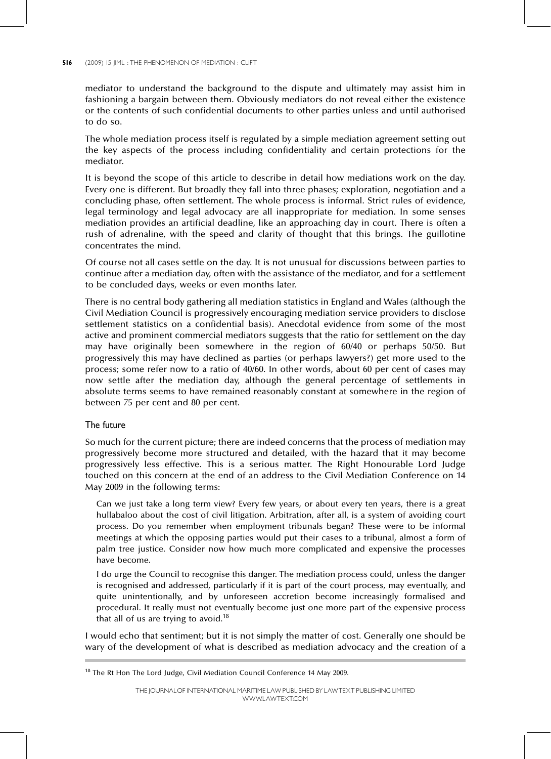mediator to understand the background to the dispute and ultimately may assist him in fashioning a bargain between them. Obviously mediators do not reveal either the existence or the contents of such confidential documents to other parties unless and until authorised to do so.

The whole mediation process itself is regulated by a simple mediation agreement setting out the key aspects of the process including confidentiality and certain protections for the mediator.

It is beyond the scope of this article to describe in detail how mediations work on the day. Every one is different. But broadly they fall into three phases; exploration, negotiation and a concluding phase, often settlement. The whole process is informal. Strict rules of evidence, legal terminology and legal advocacy are all inappropriate for mediation. In some senses mediation provides an artificial deadline, like an approaching day in court. There is often a rush of adrenaline, with the speed and clarity of thought that this brings. The guillotine concentrates the mind.

Of course not all cases settle on the day. It is not unusual for discussions between parties to continue after a mediation day, often with the assistance of the mediator, and for a settlement to be concluded days, weeks or even months later.

There is no central body gathering all mediation statistics in England and Wales (although the Civil Mediation Council is progressively encouraging mediation service providers to disclose settlement statistics on a confidential basis). Anecdotal evidence from some of the most active and prominent commercial mediators suggests that the ratio for settlement on the day may have originally been somewhere in the region of 60/40 or perhaps 50/50. But progressively this may have declined as parties (or perhaps lawyers?) get more used to the process; some refer now to a ratio of 40/60. In other words, about 60 per cent of cases may now settle after the mediation day, although the general percentage of settlements in absolute terms seems to have remained reasonably constant at somewhere in the region of between 75 per cent and 80 per cent.

## The future

So much for the current picture; there are indeed concerns that the process of mediation may progressively become more structured and detailed, with the hazard that it may become progressively less effective. This is a serious matter. The Right Honourable Lord Judge touched on this concern at the end of an address to the Civil Mediation Conference on 14 May 2009 in the following terms:

> Can we just take a long term view? Every few years, or about every ten years, there is a great hullabaloo about the cost of civil litigation. Arbitration, after all, is a system of avoiding court process. Do you remember when employment tribunals began? These were to be informal meetings at which the opposing parties would put their cases to a tribunal, almost a form of palm tree justice. Consider now how much more complicated and expensive the processes have become.
>
> I do urge the Council to recognise this danger. The mediation process could, unless the danger is recognised and addressed, particularly if it is part of the court process, may eventually, and quite unintentionally, and by unforeseen accretion become increasingly formalised and procedural. It really must not eventually become just one more part of the expensive process that all of us are trying to avoid.[18]

I would echo that sentiment; but it is not simply the matter of cost. Generally one should be wary of the development of what is described as mediation advocacy and the creation of a

---

[18] The Rt Hon The Lord Judge, Civil Mediation Council Conference 14 May 2009.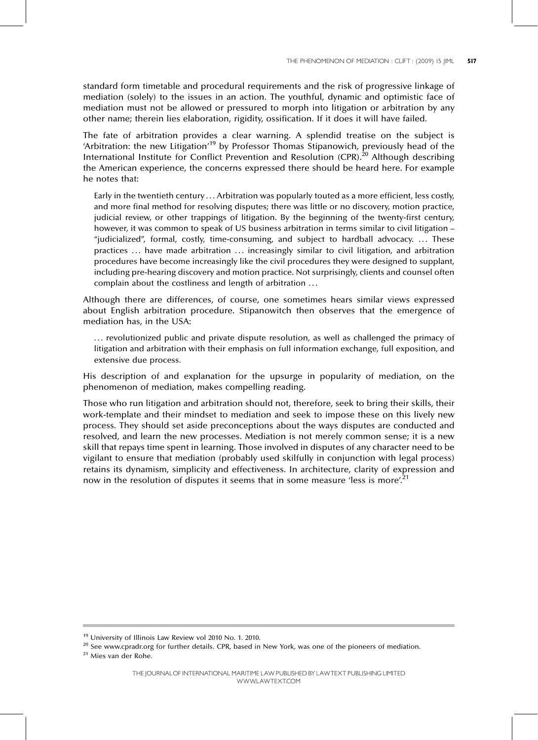standard form timetable and procedural requirements and the risk of progressive linkage of mediation (solely) to the issues in an action. The youthful, dynamic and optimistic face of mediation must not be allowed or pressured to morph into litigation or arbitration by any other name; therein lies elaboration, rigidity, ossification. If it does it will have failed.

The fate of arbitration provides a clear warning. A splendid treatise on the subject is 'Arbitration: the new Litigation'[19] by Professor Thomas Stipanowich, previously head of the International Institute for Conflict Prevention and Resolution (CPR).[20] Although describing the American experience, the concerns expressed there should be heard here. For example he notes that:

> Early in the twentieth century . . . Arbitration was popularly touted as a more efficient, less costly, and more final method for resolving disputes; there was little or no discovery, motion practice, judicial review, or other trappings of litigation. By the beginning of the twenty-first century, however, it was common to speak of US business arbitration in terms similar to civil litigation – "judicialized", formal, costly, time-consuming, and subject to hardball advocacy. . . . These practices . . . have made arbitration . . . increasingly similar to civil litigation, and arbitration procedures have become increasingly like the civil procedures they were designed to supplant, including pre-hearing discovery and motion practice. Not surprisingly, clients and counsel often complain about the costliness and length of arbitration . . .

Although there are differences, of course, one sometimes hears similar views expressed about English arbitration procedure. Stipanowitch then observes that the emergence of mediation has, in the USA:

> . . . revolutionized public and private dispute resolution, as well as challenged the primacy of litigation and arbitration with their emphasis on full information exchange, full exposition, and extensive due process.

His description of and explanation for the upsurge in popularity of mediation, on the phenomenon of mediation, makes compelling reading.

Those who run litigation and arbitration should not, therefore, seek to bring their skills, their work-template and their mindset to mediation and seek to impose these on this lively new process. They should set aside preconceptions about the ways disputes are conducted and resolved, and learn the new processes. Mediation is not merely common sense; it is a new skill that repays time spent in learning. Those involved in disputes of any character need to be vigilant to ensure that mediation (probably used skilfully in conjunction with legal process) retains its dynamism, simplicity and effectiveness. In architecture, clarity of expression and now in the resolution of disputes it seems that in some measure 'less is more'.[21]

---

[19] University of Illinois Law Review vol 2010 No. 1. 2010.

[20] See www.cpradr.org for further details. CPR, based in New York, was one of the pioneers of mediation.

[21] Mies van der Rohe.